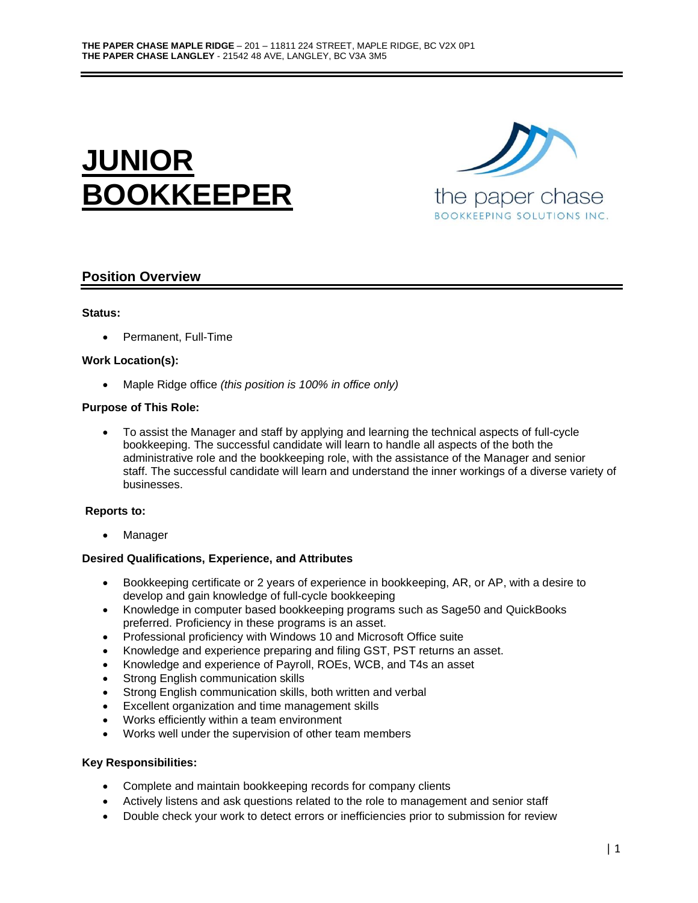**THE PAPER CHASE MAPLE RIDGE** – 201 – 11811 224 STREET, MAPLE RIDGE, BC V2X 0P1
**THE PAPER CHASE LANGLEY** - 21542 48 AVE, LANGLEY, BC V3A 3M5

# JUNIOR BOOKKEEPER

the paper chase
BOOKKEEPING SOLUTIONS INC.

## Position Overview

**Status:**

- Permanent, Full-Time

**Work Location(s):**

- Maple Ridge office *(this position is 100% in office only)*

**Purpose of This Role:**

- To assist the Manager and staff by applying and learning the technical aspects of full-cycle bookkeeping. The successful candidate will learn to handle all aspects of the both the administrative role and the bookkeeping role, with the assistance of the Manager and senior staff. The successful candidate will learn and understand the inner workings of a diverse variety of businesses.

**Reports to:**

- Manager

**Desired Qualifications, Experience, and Attributes**

- Bookkeeping certificate or 2 years of experience in bookkeeping, AR, or AP, with a desire to develop and gain knowledge of full-cycle bookkeeping
- Knowledge in computer based bookkeeping programs such as Sage50 and QuickBooks preferred. Proficiency in these programs is an asset.
- Professional proficiency with Windows 10 and Microsoft Office suite
- Knowledge and experience preparing and filing GST, PST returns an asset.
- Knowledge and experience of Payroll, ROEs, WCB, and T4s an asset
- Strong English communication skills
- Strong English communication skills, both written and verbal
- Excellent organization and time management skills
- Works efficiently within a team environment
- Works well under the supervision of other team members

**Key Responsibilities:**

- Complete and maintain bookkeeping records for company clients
- Actively listens and ask questions related to the role to management and senior staff
- Double check your work to detect errors or inefficiencies prior to submission for review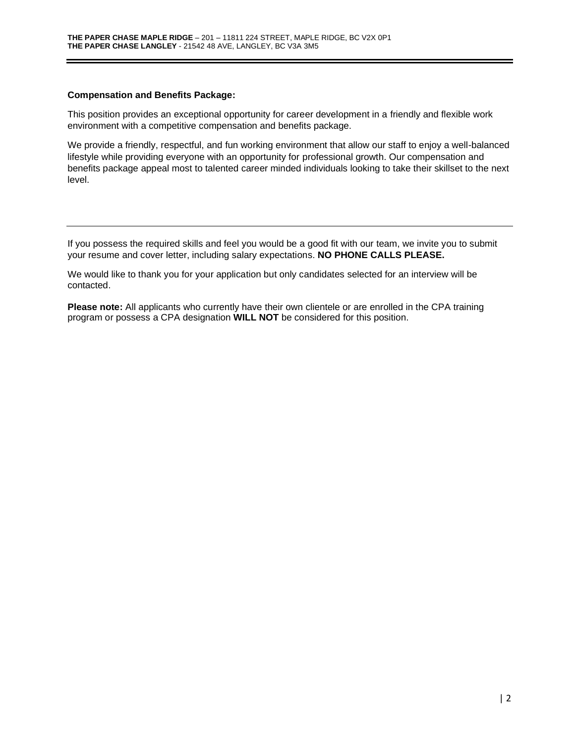**Compensation and Benefits Package:**

This position provides an exceptional opportunity for career development in a friendly and flexible work environment with a competitive compensation and benefits package.

We provide a friendly, respectful, and fun working environment that allow our staff to enjoy a well-balanced lifestyle while providing everyone with an opportunity for professional growth. Our compensation and benefits package appeal most to talented career minded individuals looking to take their skillset to the next level.

---

If you possess the required skills and feel you would be a good fit with our team, we invite you to submit your resume and cover letter, including salary expectations. **NO PHONE CALLS PLEASE.**

We would like to thank you for your application but only candidates selected for an interview will be contacted.

**Please note:** All applicants who currently have their own clientele or are enrolled in the CPA training program or possess a CPA designation **WILL NOT** be considered for this position.